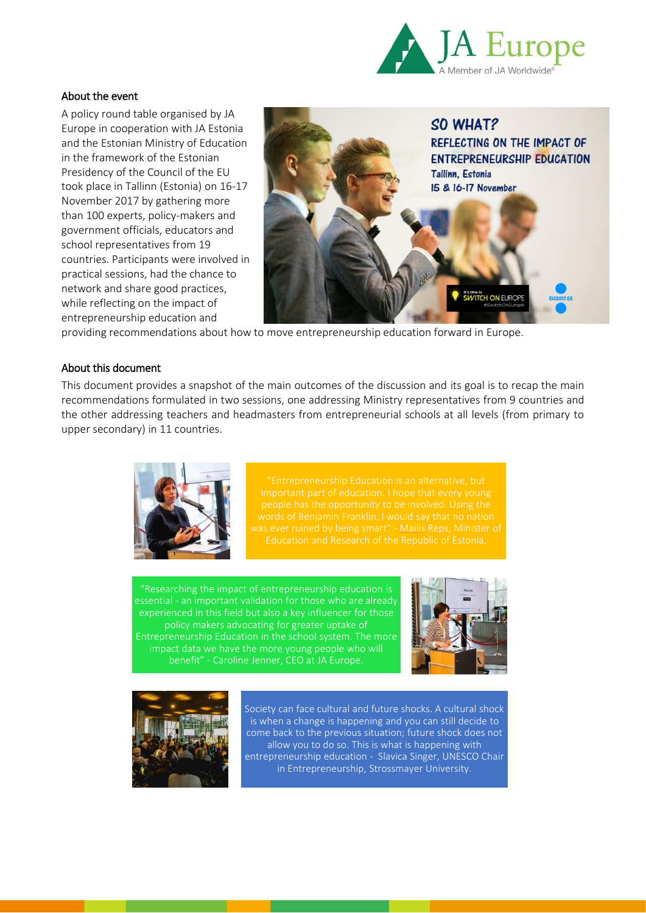## About the event

A policy round table organised by JA Europe in cooperation with JA Estonia and the Estonian Ministry of Education in the framework of the Estonian Presidency of the Council of the EU took place in Tallinn (Estonia) on 16-17 November 2017 by gathering more than 100 experts, policy-makers and government officials, educators and school representatives from 19 countries. Participants were involved in practical sessions, had the chance to network and share good practices, while reflecting on the impact of entrepreneurship education and providing recommendations about how to move entrepreneurship education forward in Europe.

## About this document

This document provides a snapshot of the main outcomes of the discussion and its goal is to recap the main recommendations formulated in two sessions, one addressing Ministry representatives from 9 countries and the other addressing teachers and headmasters from entrepreneurial schools at all levels (from primary to upper secondary) in 11 countries.

"Entrepreneurship Education is an alternative, but important part of education. I hope that every young people has the opportunity to be involved. Using the words of Benjamin Franklin, I would say that no nation was ever ruined by being smart" - Mailis Reps, Minister of Education and Research of the Republic of Estonia.

"Researching the impact of entrepreneurship education is essential - an important validation for those who are already experienced in this field but also a key influencer for those policy makers advocating for greater uptake of Entrepreneurship Education in the school system. The more impact data we have the more young people who will benefit" - Caroline Jenner, CEO at JA Europe.

Society can face cultural and future shocks. A cultural shock is when a change is happening and you can still decide to come back to the previous situation; future shock does not allow you to do so. This is what is happening with entrepreneurship education - Slavica Singer, UNESCO Chair in Entrepreneurship, Strossmayer University.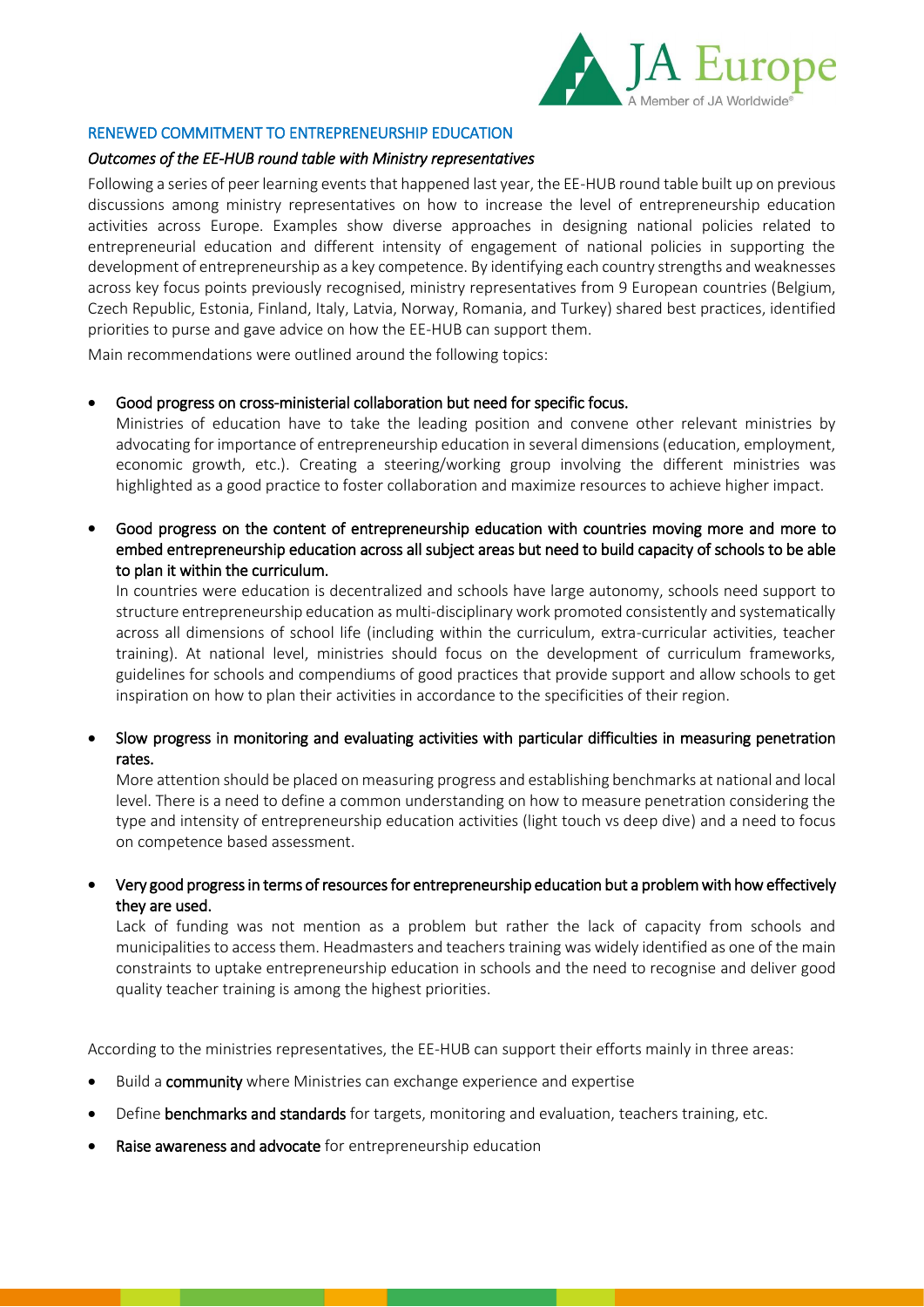## RENEWED COMMITMENT TO ENTREPRENEURSHIP EDUCATION

### *Outcomes of the EE-HUB round table with Ministry representatives*

Following a series of peer learning events that happened last year, the EE-HUB round table built up on previous discussions among ministry representatives on how to increase the level of entrepreneurship education activities across Europe. Examples show diverse approaches in designing national policies related to entrepreneurial education and different intensity of engagement of national policies in supporting the development of entrepreneurship as a key competence. By identifying each country strengths and weaknesses across key focus points previously recognised, ministry representatives from 9 European countries (Belgium, Czech Republic, Estonia, Finland, Italy, Latvia, Norway, Romania, and Turkey) shared best practices, identified priorities to purse and gave advice on how the EE-HUB can support them.

Main recommendations were outlined around the following topics:

- Good progress on cross-ministerial collaboration but need for specific focus.

  Ministries of education have to take the leading position and convene other relevant ministries by advocating for importance of entrepreneurship education in several dimensions (education, employment, economic growth, etc.). Creating a steering/working group involving the different ministries was highlighted as a good practice to foster collaboration and maximize resources to achieve higher impact.

- Good progress on the content of entrepreneurship education with countries moving more and more to embed entrepreneurship education across all subject areas but need to build capacity of schools to be able to plan it within the curriculum.

  In countries were education is decentralized and schools have large autonomy, schools need support to structure entrepreneurship education as multi-disciplinary work promoted consistently and systematically across all dimensions of school life (including within the curriculum, extra-curricular activities, teacher training). At national level, ministries should focus on the development of curriculum frameworks, guidelines for schools and compendiums of good practices that provide support and allow schools to get inspiration on how to plan their activities in accordance to the specificities of their region.

- Slow progress in monitoring and evaluating activities with particular difficulties in measuring penetration rates.

  More attention should be placed on measuring progress and establishing benchmarks at national and local level. There is a need to define a common understanding on how to measure penetration considering the type and intensity of entrepreneurship education activities (light touch vs deep dive) and a need to focus on competence based assessment.

- Very good progress in terms of resources for entrepreneurship education but a problem with how effectively they are used.

  Lack of funding was not mention as a problem but rather the lack of capacity from schools and municipalities to access them. Headmasters and teachers training was widely identified as one of the main constraints to uptake entrepreneurship education in schools and the need to recognise and deliver good quality teacher training is among the highest priorities.

According to the ministries representatives, the EE-HUB can support their efforts mainly in three areas:

- Build a **community** where Ministries can exchange experience and expertise
- Define **benchmarks and standards** for targets, monitoring and evaluation, teachers training, etc.
- **Raise awareness and advocate** for entrepreneurship education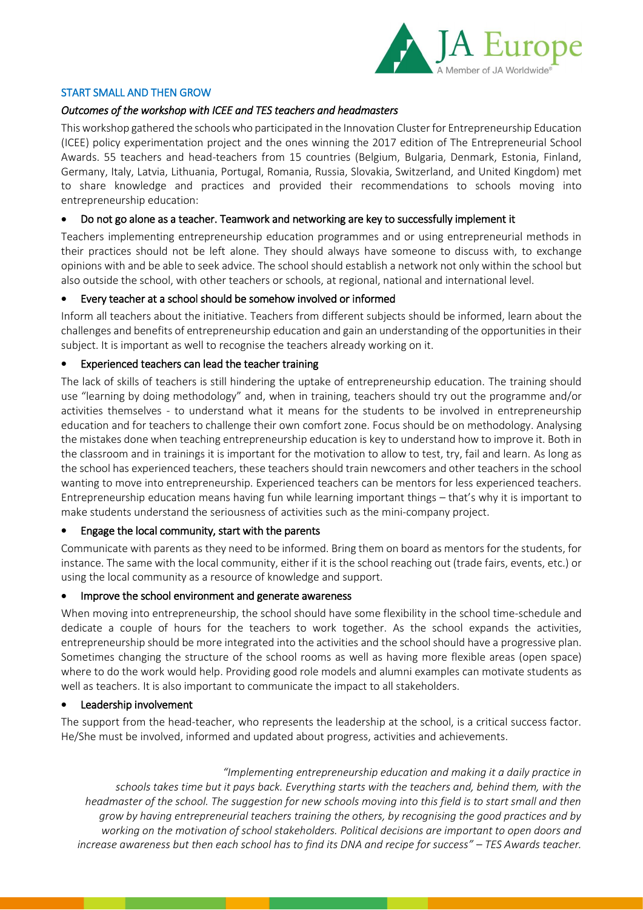## START SMALL AND THEN GROW

*Outcomes of the workshop with ICEE and TES teachers and headmasters*

This workshop gathered the schools who participated in the Innovation Cluster for Entrepreneurship Education (ICEE) policy experimentation project and the ones winning the 2017 edition of The Entrepreneurial School Awards. 55 teachers and head-teachers from 15 countries (Belgium, Bulgaria, Denmark, Estonia, Finland, Germany, Italy, Latvia, Lithuania, Portugal, Romania, Russia, Slovakia, Switzerland, and United Kingdom) met to share knowledge and practices and provided their recommendations to schools moving into entrepreneurship education:

- **Do not go alone as a teacher. Teamwork and networking are key to successfully implement it**

Teachers implementing entrepreneurship education programmes and or using entrepreneurial methods in their practices should not be left alone. They should always have someone to discuss with, to exchange opinions with and be able to seek advice. The school should establish a network not only within the school but also outside the school, with other teachers or schools, at regional, national and international level.

- **Every teacher at a school should be somehow involved or informed**

Inform all teachers about the initiative. Teachers from different subjects should be informed, learn about the challenges and benefits of entrepreneurship education and gain an understanding of the opportunities in their subject. It is important as well to recognise the teachers already working on it.

- **Experienced teachers can lead the teacher training**

The lack of skills of teachers is still hindering the uptake of entrepreneurship education. The training should use "learning by doing methodology" and, when in training, teachers should try out the programme and/or activities themselves - to understand what it means for the students to be involved in entrepreneurship education and for teachers to challenge their own comfort zone. Focus should be on methodology. Analysing the mistakes done when teaching entrepreneurship education is key to understand how to improve it. Both in the classroom and in trainings it is important for the motivation to allow to test, try, fail and learn. As long as the school has experienced teachers, these teachers should train newcomers and other teachers in the school wanting to move into entrepreneurship. Experienced teachers can be mentors for less experienced teachers. Entrepreneurship education means having fun while learning important things – that's why it is important to make students understand the seriousness of activities such as the mini-company project.

- **Engage the local community, start with the parents**

Communicate with parents as they need to be informed. Bring them on board as mentors for the students, for instance. The same with the local community, either if it is the school reaching out (trade fairs, events, etc.) or using the local community as a resource of knowledge and support.

- **Improve the school environment and generate awareness**

When moving into entrepreneurship, the school should have some flexibility in the school time-schedule and dedicate a couple of hours for the teachers to work together. As the school expands the activities, entrepreneurship should be more integrated into the activities and the school should have a progressive plan. Sometimes changing the structure of the school rooms as well as having more flexible areas (open space) where to do the work would help. Providing good role models and alumni examples can motivate students as well as teachers. It is also important to communicate the impact to all stakeholders.

- **Leadership involvement**

The support from the head-teacher, who represents the leadership at the school, is a critical success factor. He/She must be involved, informed and updated about progress, activities and achievements.

*"Implementing entrepreneurship education and making it a daily practice in schools takes time but it pays back. Everything starts with the teachers and, behind them, with the headmaster of the school. The suggestion for new schools moving into this field is to start small and then grow by having entrepreneurial teachers training the others, by recognising the good practices and by working on the motivation of school stakeholders. Political decisions are important to open doors and increase awareness but then each school has to find its DNA and recipe for success" – TES Awards teacher.*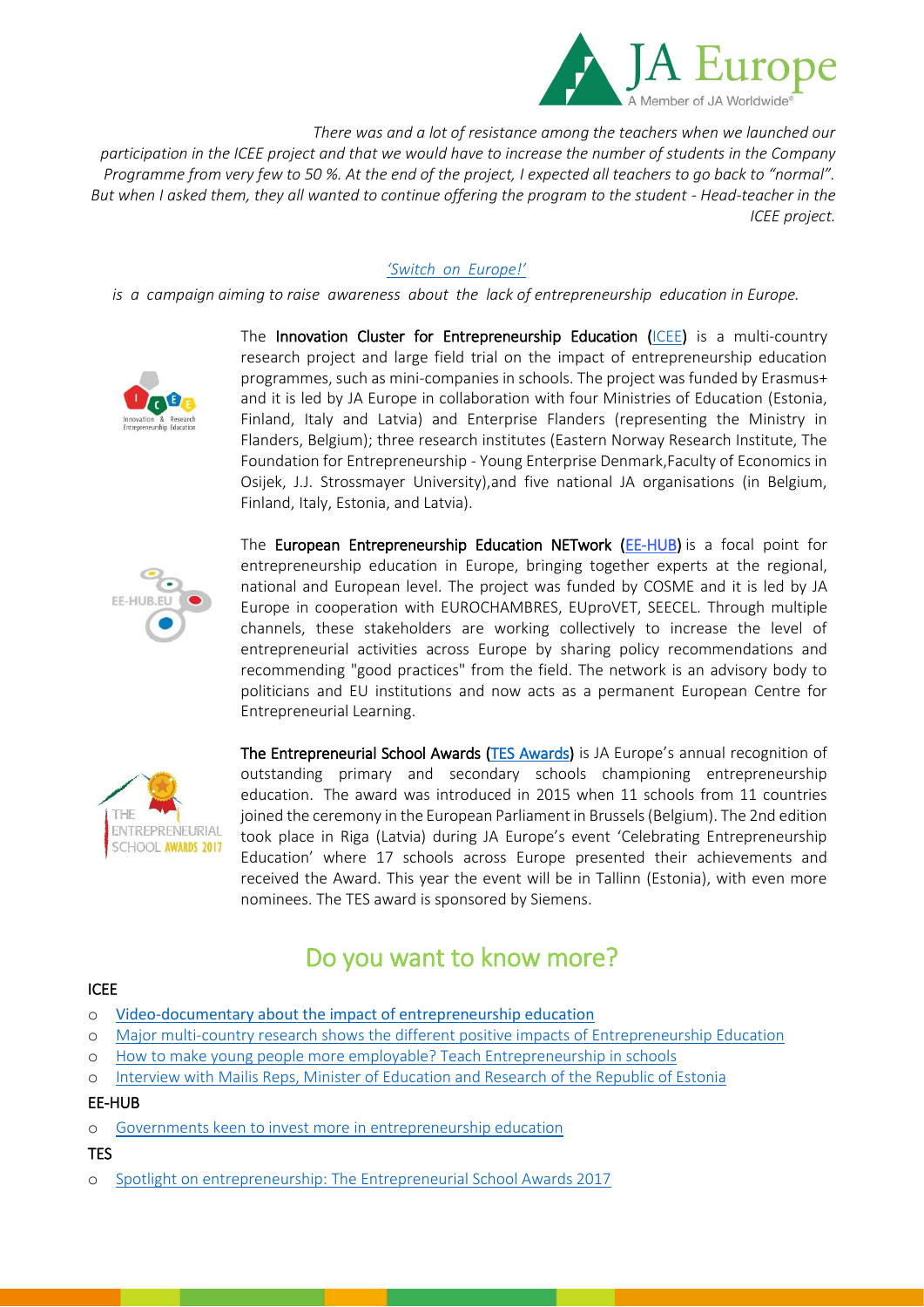*There was and a lot of resistance among the teachers when we launched our participation in the ICEE project and that we would have to increase the number of students in the Company Programme from very few to 50 %. At the end of the project, I expected all teachers to go back to "normal". But when I asked them, they all wanted to continue offering the program to the student - Head-teacher in the ICEE project.*

*'Switch on Europe!'*

*is a campaign aiming to raise awareness about the lack of entrepreneurship education in Europe.*

The **Innovation Cluster for Entrepreneurship Education (ICEE)** is a multi-country research project and large field trial on the impact of entrepreneurship education programmes, such as mini-companies in schools. The project was funded by Erasmus+ and it is led by JA Europe in collaboration with four Ministries of Education (Estonia, Finland, Italy and Latvia) and Enterprise Flanders (representing the Ministry in Flanders, Belgium); three research institutes (Eastern Norway Research Institute, The Foundation for Entrepreneurship - Young Enterprise Denmark,Faculty of Economics in Osijek, J.J. Strossmayer University),and five national JA organisations (in Belgium, Finland, Italy, Estonia, and Latvia).

The **European Entrepreneurship Education NETwork (EE-HUB)** is a focal point for entrepreneurship education in Europe, bringing together experts at the regional, national and European level. The project was funded by COSME and it is led by JA Europe in cooperation with EUROCHAMBRES, EUproVET, SEECEL. Through multiple channels, these stakeholders are working collectively to increase the level of entrepreneurial activities across Europe by sharing policy recommendations and recommending "good practices" from the field. The network is an advisory body to politicians and EU institutions and now acts as a permanent European Centre for Entrepreneurial Learning.

**The Entrepreneurial School Awards (TES Awards)** is JA Europe's annual recognition of outstanding primary and secondary schools championing entrepreneurship education. The award was introduced in 2015 when 11 schools from 11 countries joined the ceremony in the European Parliament in Brussels (Belgium). The 2nd edition took place in Riga (Latvia) during JA Europe's event 'Celebrating Entrepreneurship Education' where 17 schools across Europe presented their achievements and received the Award. This year the event will be in Tallinn (Estonia), with even more nominees. The TES award is sponsored by Siemens.

## Do you want to know more?

**ICEE**

- Video-documentary about the impact of entrepreneurship education
- Major multi-country research shows the different positive impacts of Entrepreneurship Education
- How to make young people more employable? Teach Entrepreneurship in schools
- Interview with Mailis Reps, Minister of Education and Research of the Republic of Estonia

**EE-HUB**

- Governments keen to invest more in entrepreneurship education

**TES**

- Spotlight on entrepreneurship: The Entrepreneurial School Awards 2017